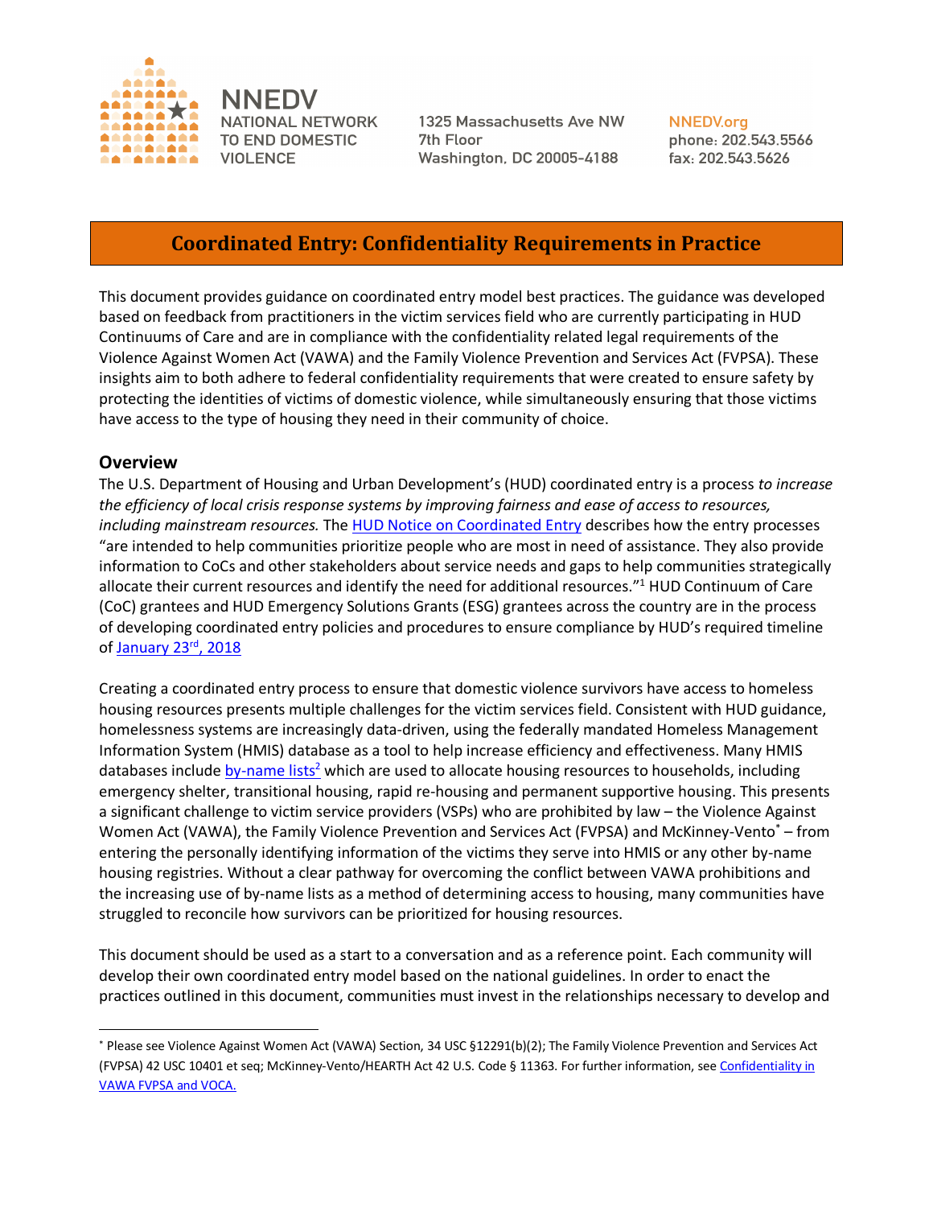NNEDV
NATIONAL NETWORK TO END DOMESTIC VIOLENCE

1325 Massachusetts Ave NW
7th Floor
Washington, DC 20005-4188

NNEDV.org
phone: 202.543.5566
fax: 202.543.5626

# Coordinated Entry: Confidentiality Requirements in Practice

This document provides guidance on coordinated entry model best practices. The guidance was developed based on feedback from practitioners in the victim services field who are currently participating in HUD Continuums of Care and are in compliance with the confidentiality related legal requirements of the Violence Against Women Act (VAWA) and the Family Violence Prevention and Services Act (FVPSA). These insights aim to both adhere to federal confidentiality requirements that were created to ensure safety by protecting the identities of victims of domestic violence, while simultaneously ensuring that those victims have access to the type of housing they need in their community of choice.

## Overview

The U.S. Department of Housing and Urban Development's (HUD) coordinated entry is a process *to increase the efficiency of local crisis response systems by improving fairness and ease of access to resources, including mainstream resources.* The HUD Notice on Coordinated Entry describes how the entry processes "are intended to help communities prioritize people who are most in need of assistance. They also provide information to CoCs and other stakeholders about service needs and gaps to help communities strategically allocate their current resources and identify the need for additional resources."[1] HUD Continuum of Care (CoC) grantees and HUD Emergency Solutions Grants (ESG) grantees across the country are in the process of developing coordinated entry policies and procedures to ensure compliance by HUD's required timeline of January 23rd, 2018

Creating a coordinated entry process to ensure that domestic violence survivors have access to homeless housing resources presents multiple challenges for the victim services field. Consistent with HUD guidance, homelessness systems are increasingly data-driven, using the federally mandated Homeless Management Information System (HMIS) database as a tool to help increase efficiency and effectiveness. Many HMIS databases include by-name lists[2] which are used to allocate housing resources to households, including emergency shelter, transitional housing, rapid re-housing and permanent supportive housing. This presents a significant challenge to victim service providers (VSPs) who are prohibited by law – the Violence Against Women Act (VAWA), the Family Violence Prevention and Services Act (FVPSA) and McKinney-Vento[*] – from entering the personally identifying information of the victims they serve into HMIS or any other by-name housing registries. Without a clear pathway for overcoming the conflict between VAWA prohibitions and the increasing use of by-name lists as a method of determining access to housing, many communities have struggled to reconcile how survivors can be prioritized for housing resources.

This document should be used as a start to a conversation and as a reference point. Each community will develop their own coordinated entry model based on the national guidelines. In order to enact the practices outlined in this document, communities must invest in the relationships necessary to develop and

---

[*] Please see Violence Against Women Act (VAWA) Section, 34 USC §12291(b)(2); The Family Violence Prevention and Services Act (FVPSA) 42 USC 10401 et seq; McKinney-Vento/HEARTH Act 42 U.S. Code § 11363. For further information, see Confidentiality in VAWA FVPSA and VOCA.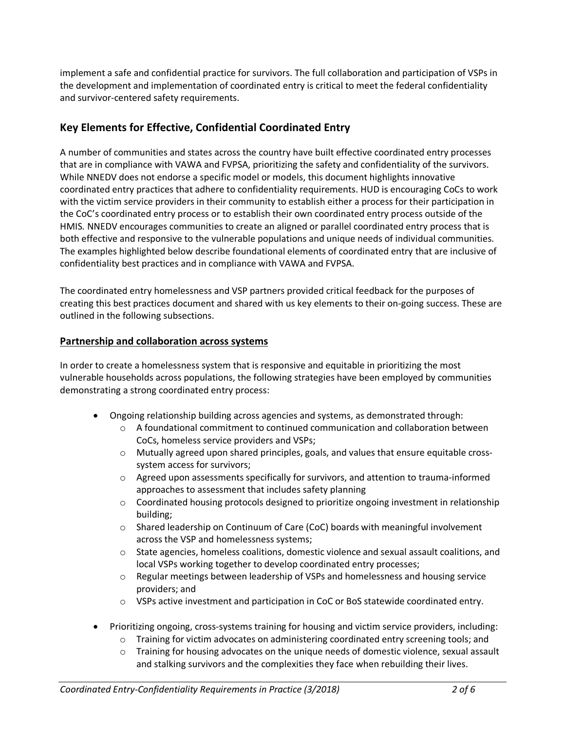implement a safe and confidential practice for survivors. The full collaboration and participation of VSPs in the development and implementation of coordinated entry is critical to meet the federal confidentiality and survivor-centered safety requirements.

## Key Elements for Effective, Confidential Coordinated Entry

A number of communities and states across the country have built effective coordinated entry processes that are in compliance with VAWA and FVPSA, prioritizing the safety and confidentiality of the survivors. While NNEDV does not endorse a specific model or models, this document highlights innovative coordinated entry practices that adhere to confidentiality requirements. HUD is encouraging CoCs to work with the victim service providers in their community to establish either a process for their participation in the CoC's coordinated entry process or to establish their own coordinated entry process outside of the HMIS. NNEDV encourages communities to create an aligned or parallel coordinated entry process that is both effective and responsive to the vulnerable populations and unique needs of individual communities. The examples highlighted below describe foundational elements of coordinated entry that are inclusive of confidentiality best practices and in compliance with VAWA and FVPSA.

The coordinated entry homelessness and VSP partners provided critical feedback for the purposes of creating this best practices document and shared with us key elements to their on-going success. These are outlined in the following subsections.

### Partnership and collaboration across systems

In order to create a homelessness system that is responsive and equitable in prioritizing the most vulnerable households across populations, the following strategies have been employed by communities demonstrating a strong coordinated entry process:

- Ongoing relationship building across agencies and systems, as demonstrated through:
  - A foundational commitment to continued communication and collaboration between CoCs, homeless service providers and VSPs;
  - Mutually agreed upon shared principles, goals, and values that ensure equitable cross-system access for survivors;
  - Agreed upon assessments specifically for survivors, and attention to trauma-informed approaches to assessment that includes safety planning
  - Coordinated housing protocols designed to prioritize ongoing investment in relationship building;
  - Shared leadership on Continuum of Care (CoC) boards with meaningful involvement across the VSP and homelessness systems;
  - State agencies, homeless coalitions, domestic violence and sexual assault coalitions, and local VSPs working together to develop coordinated entry processes;
  - Regular meetings between leadership of VSPs and homelessness and housing service providers; and
  - VSPs active investment and participation in CoC or BoS statewide coordinated entry.
- Prioritizing ongoing, cross-systems training for housing and victim service providers, including:
  - Training for victim advocates on administering coordinated entry screening tools; and
  - Training for housing advocates on the unique needs of domestic violence, sexual assault and stalking survivors and the complexities they face when rebuilding their lives.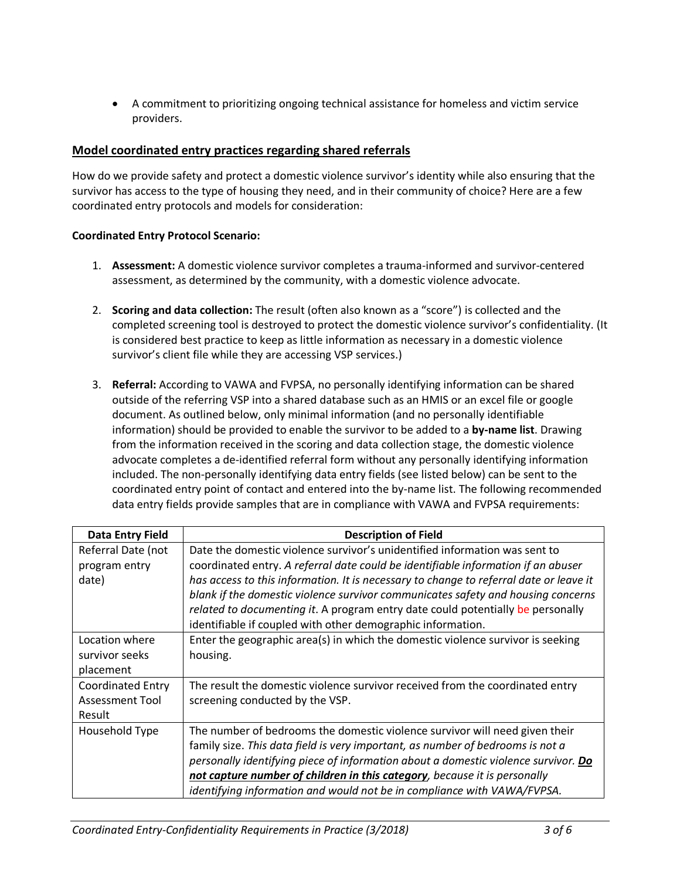- A commitment to prioritizing ongoing technical assistance for homeless and victim service providers.

## Model coordinated entry practices regarding shared referrals

How do we provide safety and protect a domestic violence survivor's identity while also ensuring that the survivor has access to the type of housing they need, and in their community of choice? Here are a few coordinated entry protocols and models for consideration:

**Coordinated Entry Protocol Scenario:**

1. **Assessment:** A domestic violence survivor completes a trauma-informed and survivor-centered assessment, as determined by the community, with a domestic violence advocate.

2. **Scoring and data collection:** The result (often also known as a "score") is collected and the completed screening tool is destroyed to protect the domestic violence survivor's confidentiality. (It is considered best practice to keep as little information as necessary in a domestic violence survivor's client file while they are accessing VSP services.)

3. **Referral:** According to VAWA and FVPSA, no personally identifying information can be shared outside of the referring VSP into a shared database such as an HMIS or an excel file or google document. As outlined below, only minimal information (and no personally identifiable information) should be provided to enable the survivor to be added to a **by-name list**. Drawing from the information received in the scoring and data collection stage, the domestic violence advocate completes a de-identified referral form without any personally identifying information included. The non-personally identifying data entry fields (see listed below) can be sent to the coordinated entry point of contact and entered into the by-name list. The following recommended data entry fields provide samples that are in compliance with VAWA and FVPSA requirements:

| Data Entry Field | Description of Field |
|---|---|
| Referral Date (not program entry date) | Date the domestic violence survivor's unidentified information was sent to coordinated entry. *A referral date could be identifiable information if an abuser has access to this information. It is necessary to change to referral date or leave it blank if the domestic violence survivor communicates safety and housing concerns related to documenting it*. A program entry date could potentially be personally identifiable if coupled with other demographic information. |
| Location where survivor seeks placement | Enter the geographic area(s) in which the domestic violence survivor is seeking housing. |
| Coordinated Entry Assessment Tool Result | The result the domestic violence survivor received from the coordinated entry screening conducted by the VSP. |
| Household Type | The number of bedrooms the domestic violence survivor will need given their family size. *This data field is very important, as number of bedrooms is not a personally identifying piece of information about a domestic violence survivor.* ***<u>Do not capture number of children in this category</u>****, because it is personally identifying information and would not be in compliance with VAWA/FVPSA.* |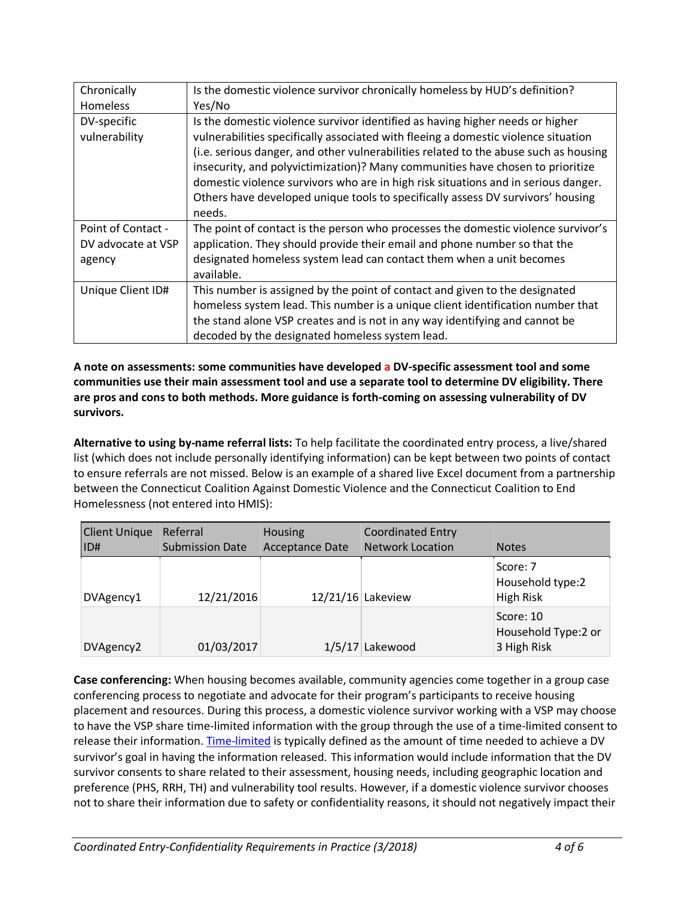| Chronically Homeless | Is the domestic violence survivor chronically homeless by HUD's definition? Yes/No |
|---|---|
| DV-specific vulnerability | Is the domestic violence survivor identified as having higher needs or higher vulnerabilities specifically associated with fleeing a domestic violence situation (i.e. serious danger, and other vulnerabilities related to the abuse such as housing insecurity, and polyvictimization)? Many communities have chosen to prioritize domestic violence survivors who are in high risk situations and in serious danger. Others have developed unique tools to specifically assess DV survivors' housing needs. |
| Point of Contact - DV advocate at VSP agency | The point of contact is the person who processes the domestic violence survivor's application. They should provide their email and phone number so that the designated homeless system lead can contact them when a unit becomes available. |
| Unique Client ID# | This number is assigned by the point of contact and given to the designated homeless system lead. This number is a unique client identification number that the stand alone VSP creates and is not in any way identifying and cannot be decoded by the designated homeless system lead. |

**A note on assessments: some communities have developed a DV-specific assessment tool and some communities use their main assessment tool and use a separate tool to determine DV eligibility. There are pros and cons to both methods. More guidance is forth-coming on assessing vulnerability of DV survivors.**

**Alternative to using by-name referral lists:** To help facilitate the coordinated entry process, a live/shared list (which does not include personally identifying information) can be kept between two points of contact to ensure referrals are not missed. Below is an example of a shared live Excel document from a partnership between the Connecticut Coalition Against Domestic Violence and the Connecticut Coalition to End Homelessness (not entered into HMIS):

| Client Unique ID# | Referral Submission Date | Housing Acceptance Date | Coordinated Entry Network Location | Notes |
|---|---|---|---|---|
| DVAgency1 | 12/21/2016 | 12/21/16 | Lakeview | Score: 7 Household type:2 High Risk |
| DVAgency2 | 01/03/2017 | 1/5/17 | Lakewood | Score: 10 Household Type:2 or 3 High Risk |

**Case conferencing:** When housing becomes available, community agencies come together in a group case conferencing process to negotiate and advocate for their program's participants to receive housing placement and resources. During this process, a domestic violence survivor working with a VSP may choose to have the VSP share time-limited information with the group through the use of a time-limited consent to release their information. Time-limited is typically defined as the amount of time needed to achieve a DV survivor's goal in having the information released. This information would include information that the DV survivor consents to share related to their assessment, housing needs, including geographic location and preference (PHS, RRH, TH) and vulnerability tool results. However, if a domestic violence survivor chooses not to share their information due to safety or confidentiality reasons, it should not negatively impact their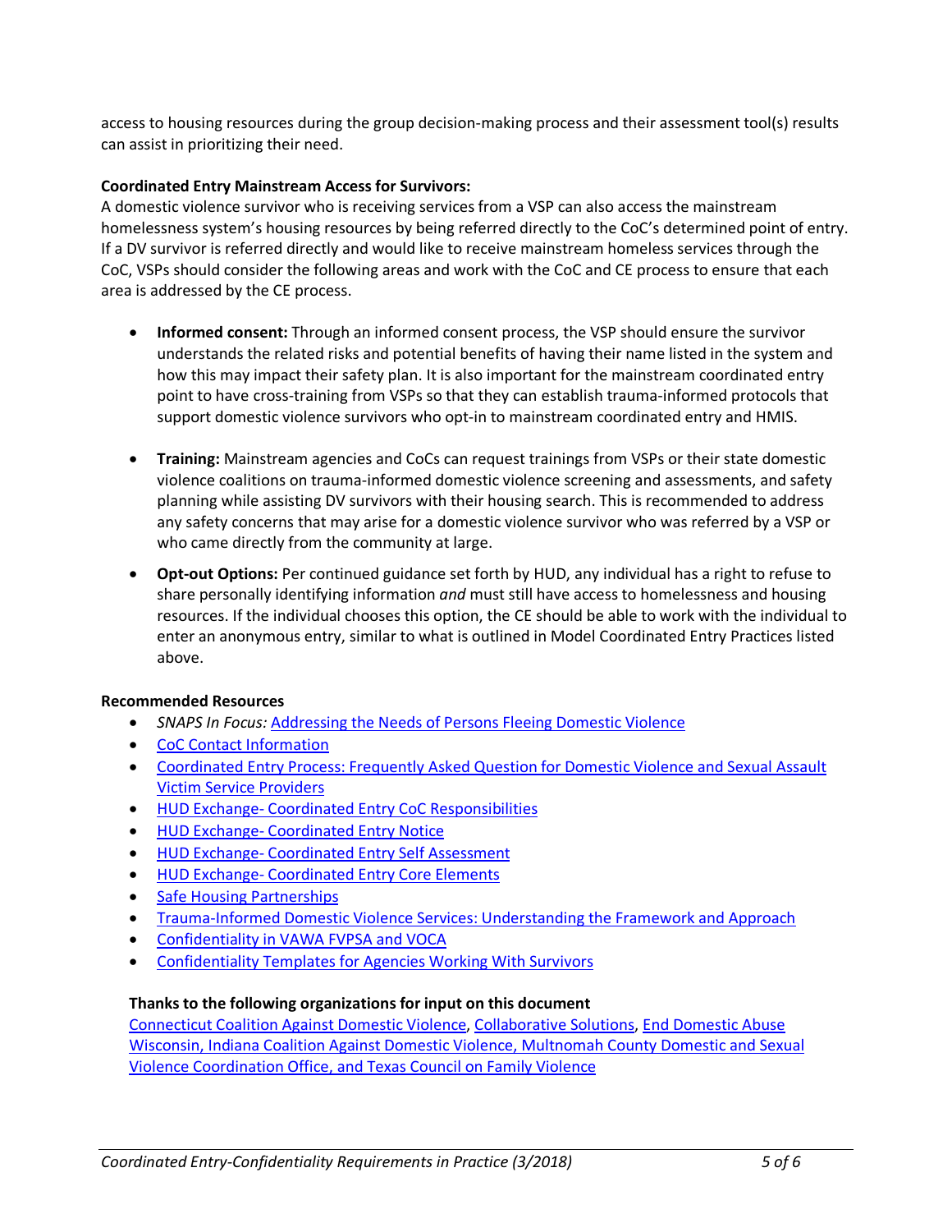access to housing resources during the group decision-making process and their assessment tool(s) results can assist in prioritizing their need.

**Coordinated Entry Mainstream Access for Survivors:**

A domestic violence survivor who is receiving services from a VSP can also access the mainstream homelessness system's housing resources by being referred directly to the CoC's determined point of entry. If a DV survivor is referred directly and would like to receive mainstream homeless services through the CoC, VSPs should consider the following areas and work with the CoC and CE process to ensure that each area is addressed by the CE process.

- **Informed consent:** Through an informed consent process, the VSP should ensure the survivor understands the related risks and potential benefits of having their name listed in the system and how this may impact their safety plan. It is also important for the mainstream coordinated entry point to have cross-training from VSPs so that they can establish trauma-informed protocols that support domestic violence survivors who opt-in to mainstream coordinated entry and HMIS.

- **Training:** Mainstream agencies and CoCs can request trainings from VSPs or their state domestic violence coalitions on trauma-informed domestic violence screening and assessments, and safety planning while assisting DV survivors with their housing search. This is recommended to address any safety concerns that may arise for a domestic violence survivor who was referred by a VSP or who came directly from the community at large.

- **Opt-out Options:** Per continued guidance set forth by HUD, any individual has a right to refuse to share personally identifying information *and* must still have access to homelessness and housing resources. If the individual chooses this option, the CE should be able to work with the individual to enter an anonymous entry, similar to what is outlined in Model Coordinated Entry Practices listed above.

**Recommended Resources**

- *SNAPS In Focus:* Addressing the Needs of Persons Fleeing Domestic Violence
- CoC Contact Information
- Coordinated Entry Process: Frequently Asked Question for Domestic Violence and Sexual Assault Victim Service Providers
- HUD Exchange- Coordinated Entry CoC Responsibilities
- HUD Exchange- Coordinated Entry Notice
- HUD Exchange- Coordinated Entry Self Assessment
- HUD Exchange- Coordinated Entry Core Elements
- Safe Housing Partnerships
- Trauma-Informed Domestic Violence Services: Understanding the Framework and Approach
- Confidentiality in VAWA FVPSA and VOCA
- Confidentiality Templates for Agencies Working With Survivors

**Thanks to the following organizations for input on this document**

Connecticut Coalition Against Domestic Violence, Collaborative Solutions, End Domestic Abuse Wisconsin, Indiana Coalition Against Domestic Violence, Multnomah County Domestic and Sexual Violence Coordination Office, and Texas Council on Family Violence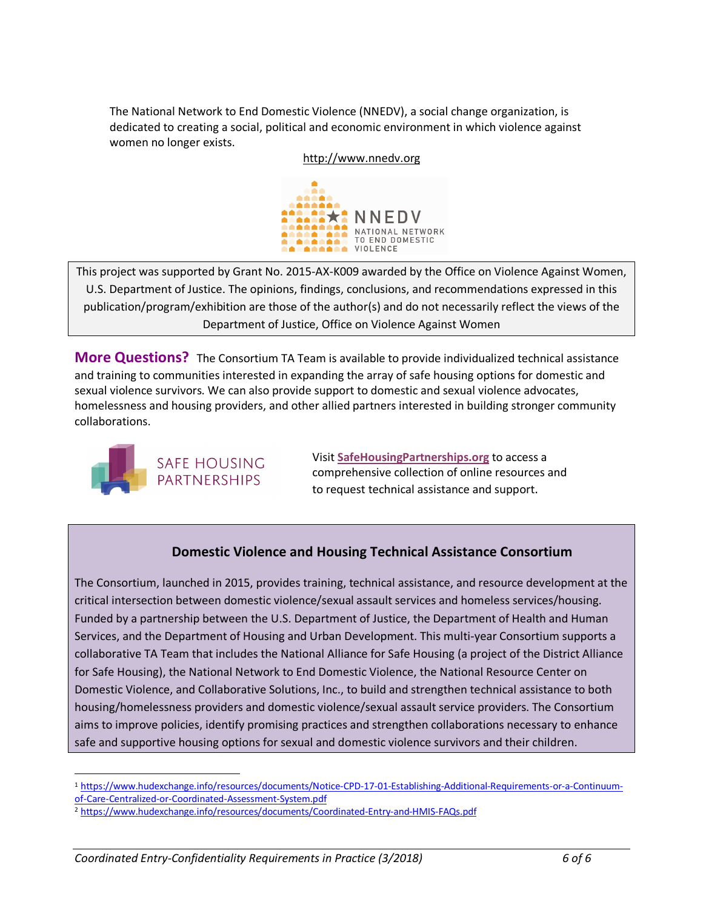The National Network to End Domestic Violence (NNEDV), a social change organization, is dedicated to creating a social, political and economic environment in which violence against women no longer exists.

http://www.nnedv.org

NNEDV
NATIONAL NETWORK TO END DOMESTIC VIOLENCE

This project was supported by Grant No. 2015-AX-K009 awarded by the Office on Violence Against Women, U.S. Department of Justice. The opinions, findings, conclusions, and recommendations expressed in this publication/program/exhibition are those of the author(s) and do not necessarily reflect the views of the Department of Justice, Office on Violence Against Women

**More Questions?** The Consortium TA Team is available to provide individualized technical assistance and training to communities interested in expanding the array of safe housing options for domestic and sexual violence survivors. We can also provide support to domestic and sexual violence advocates, homelessness and housing providers, and other allied partners interested in building stronger community collaborations.

SAFE HOUSING PARTNERSHIPS

Visit **SafeHousingPartnerships.org** to access a comprehensive collection of online resources and to request technical assistance and support.

## Domestic Violence and Housing Technical Assistance Consortium

The Consortium, launched in 2015, provides training, technical assistance, and resource development at the critical intersection between domestic violence/sexual assault services and homeless services/housing. Funded by a partnership between the U.S. Department of Justice, the Department of Health and Human Services, and the Department of Housing and Urban Development. This multi-year Consortium supports a collaborative TA Team that includes the National Alliance for Safe Housing (a project of the District Alliance for Safe Housing), the National Network to End Domestic Violence, the National Resource Center on Domestic Violence, and Collaborative Solutions, Inc., to build and strengthen technical assistance to both housing/homelessness providers and domestic violence/sexual assault service providers. The Consortium aims to improve policies, identify promising practices and strengthen collaborations necessary to enhance safe and supportive housing options for sexual and domestic violence survivors and their children.

---

[1] https://www.hudexchange.info/resources/documents/Notice-CPD-17-01-Establishing-Additional-Requirements-or-a-Continuum-of-Care-Centralized-or-Coordinated-Assessment-System.pdf

[2] https://www.hudexchange.info/resources/documents/Coordinated-Entry-and-HMIS-FAQs.pdf